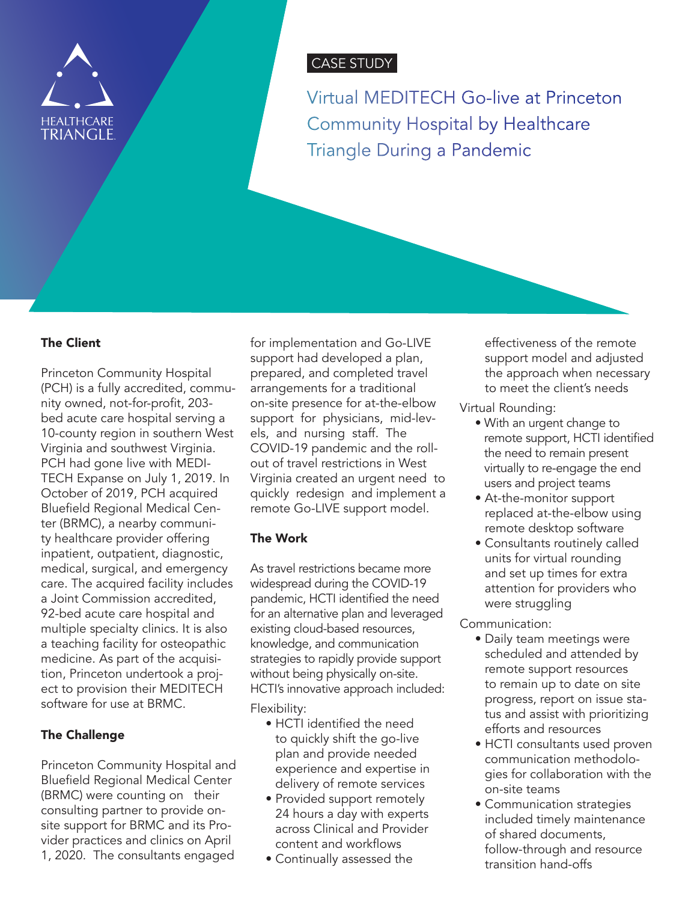HEALTHCARE TRIANGLE

CASE STUDY

# Virtual MEDITECH Go-live at Princeton Community Hospital by Healthcare Triangle During a Pandemic

## The Client

Princeton Community Hospital (PCH) is a fully accredited, community owned, not-for-profit, 203-bed acute care hospital serving a 10-county region in southern West Virginia and southwest Virginia. PCH had gone live with MEDITECH Expanse on July 1, 2019. In October of 2019, PCH acquired Bluefield Regional Medical Center (BRMC), a nearby community healthcare provider offering inpatient, outpatient, diagnostic, medical, surgical, and emergency care. The acquired facility includes a Joint Commission accredited, 92-bed acute care hospital and multiple specialty clinics. It is also a teaching facility for osteopathic medicine. As part of the acquisition, Princeton undertook a project to provision their MEDITECH software for use at BRMC.

## The Challenge

Princeton Community Hospital and Bluefield Regional Medical Center (BRMC) were counting on their consulting partner to provide on-site support for BRMC and its Provider practices and clinics on April 1, 2020. The consultants engaged for implementation and Go-LIVE support had developed a plan, prepared, and completed travel arrangements for a traditional on-site presence for at-the-elbow support for physicians, mid-levels, and nursing staff. The COVID-19 pandemic and the roll-out of travel restrictions in West Virginia created an urgent need to quickly redesign and implement a remote Go-LIVE support model.

## The Work

As travel restrictions became more widespread during the COVID-19 pandemic, HCTI identified the need for an alternative plan and leveraged existing cloud-based resources, knowledge, and communication strategies to rapidly provide support without being physically on-site. HCTI's innovative approach included:

Flexibility:

- HCTI identified the need to quickly shift the go-live plan and provide needed experience and expertise in delivery of remote services
- Provided support remotely 24 hours a day with experts across Clinical and Provider content and workflows
- Continually assessed the effectiveness of the remote support model and adjusted the approach when necessary to meet the client's needs

Virtual Rounding:

- With an urgent change to remote support, HCTI identified the need to remain present virtually to re-engage the end users and project teams
- At-the-monitor support replaced at-the-elbow using remote desktop software
- Consultants routinely called units for virtual rounding and set up times for extra attention for providers who were struggling

Communication:

- Daily team meetings were scheduled and attended by remote support resources to remain up to date on site progress, report on issue status and assist with prioritizing efforts and resources
- HCTI consultants used proven communication methodologies for collaboration with the on-site teams
- Communication strategies included timely maintenance of shared documents, follow-through and resource transition hand-offs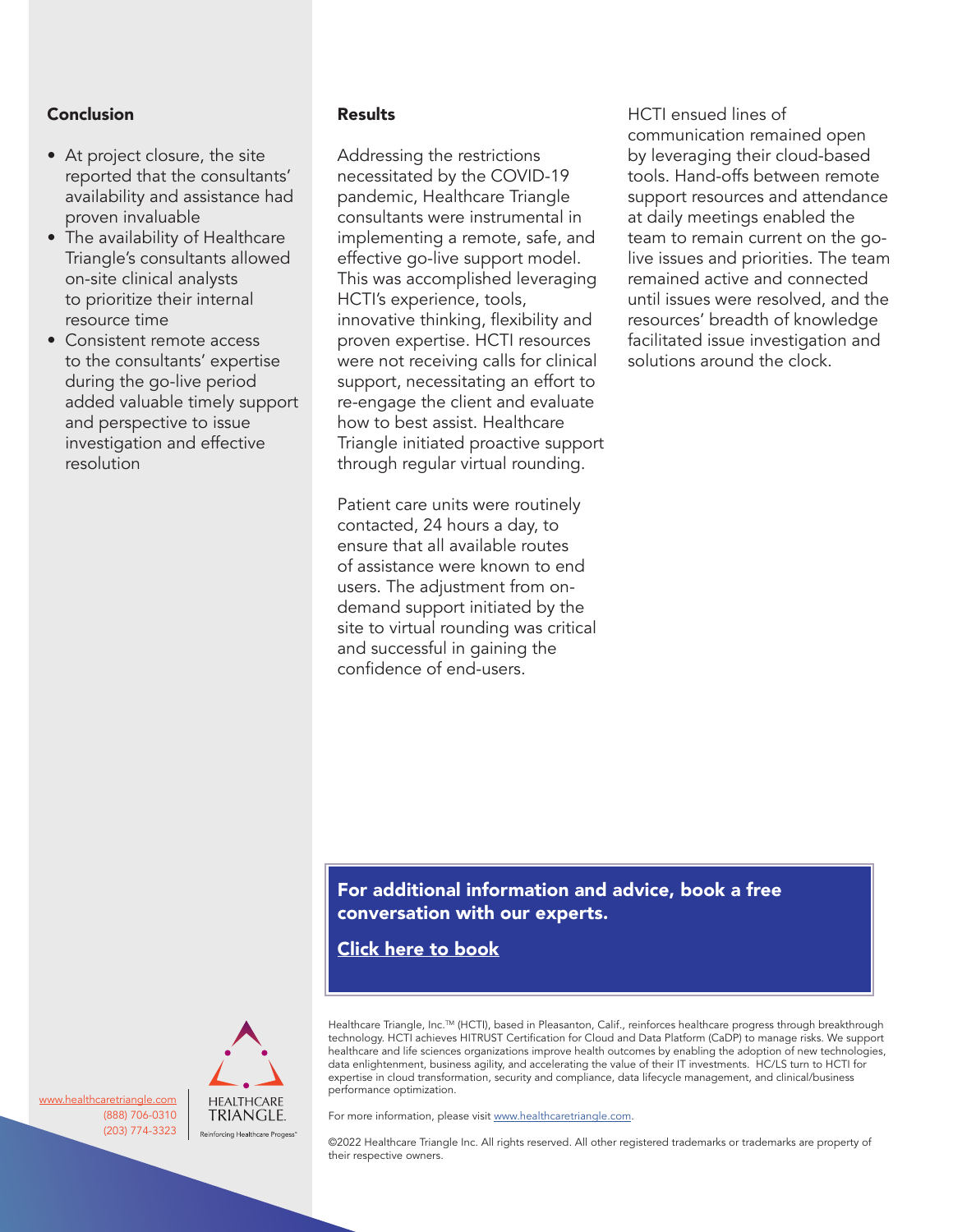## Conclusion

- At project closure, the site reported that the consultants' availability and assistance had proven invaluable
- The availability of Healthcare Triangle's consultants allowed on-site clinical analysts to prioritize their internal resource time
- Consistent remote access to the consultants' expertise during the go-live period added valuable timely support and perspective to issue investigation and effective resolution

## Results

Addressing the restrictions necessitated by the COVID-19 pandemic, Healthcare Triangle consultants were instrumental in implementing a remote, safe, and effective go-live support model. This was accomplished leveraging HCTI's experience, tools, innovative thinking, flexibility and proven expertise. HCTI resources were not receiving calls for clinical support, necessitating an effort to re-engage the client and evaluate how to best assist. Healthcare Triangle initiated proactive support through regular virtual rounding.

Patient care units were routinely contacted, 24 hours a day, to ensure that all available routes of assistance were known to end users. The adjustment from on-demand support initiated by the site to virtual rounding was critical and successful in gaining the confidence of end-users.

HCTI ensued lines of communication remained open by leveraging their cloud-based tools. Hand-offs between remote support resources and attendance at daily meetings enabled the team to remain current on the go-live issues and priorities. The team remained active and connected until issues were resolved, and the resources' breadth of knowledge facilitated issue investigation and solutions around the clock.

**For additional information and advice, book a free conversation with our experts.**

**Click here to book**

www.healthcaretriangle.com
(888) 706-0310
(203) 774-3323

HEALTHCARE TRIANGLE.
Reinforcing Healthcare Progess®

Healthcare Triangle, Inc.™ (HCTI), based in Pleasanton, Calif., reinforces healthcare progress through breakthrough technology. HCTI achieves HITRUST Certification for Cloud and Data Platform (CaDP) to manage risks. We support healthcare and life sciences organizations improve health outcomes by enabling the adoption of new technologies, data enlightenment, business agility, and accelerating the value of their IT investments. HC/LS turn to HCTI for expertise in cloud transformation, security and compliance, data lifecycle management, and clinical/business performance optimization.

For more information, please visit www.healthcaretriangle.com.

©2022 Healthcare Triangle Inc. All rights reserved. All other registered trademarks or trademarks are property of their respective owners.